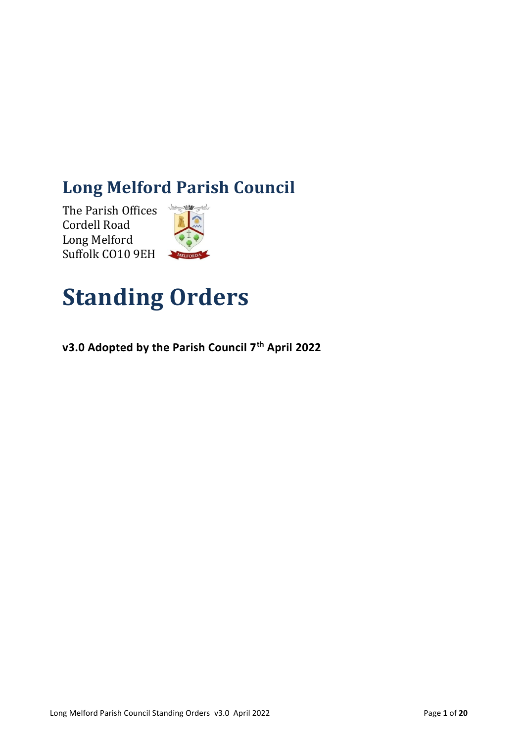# Long Melford Parish Council

The Parish Offices
Cordell Road
Long Melford
Suffolk CO10 9EH

# Standing Orders

**v3.0 Adopted by the Parish Council 7th April 2022**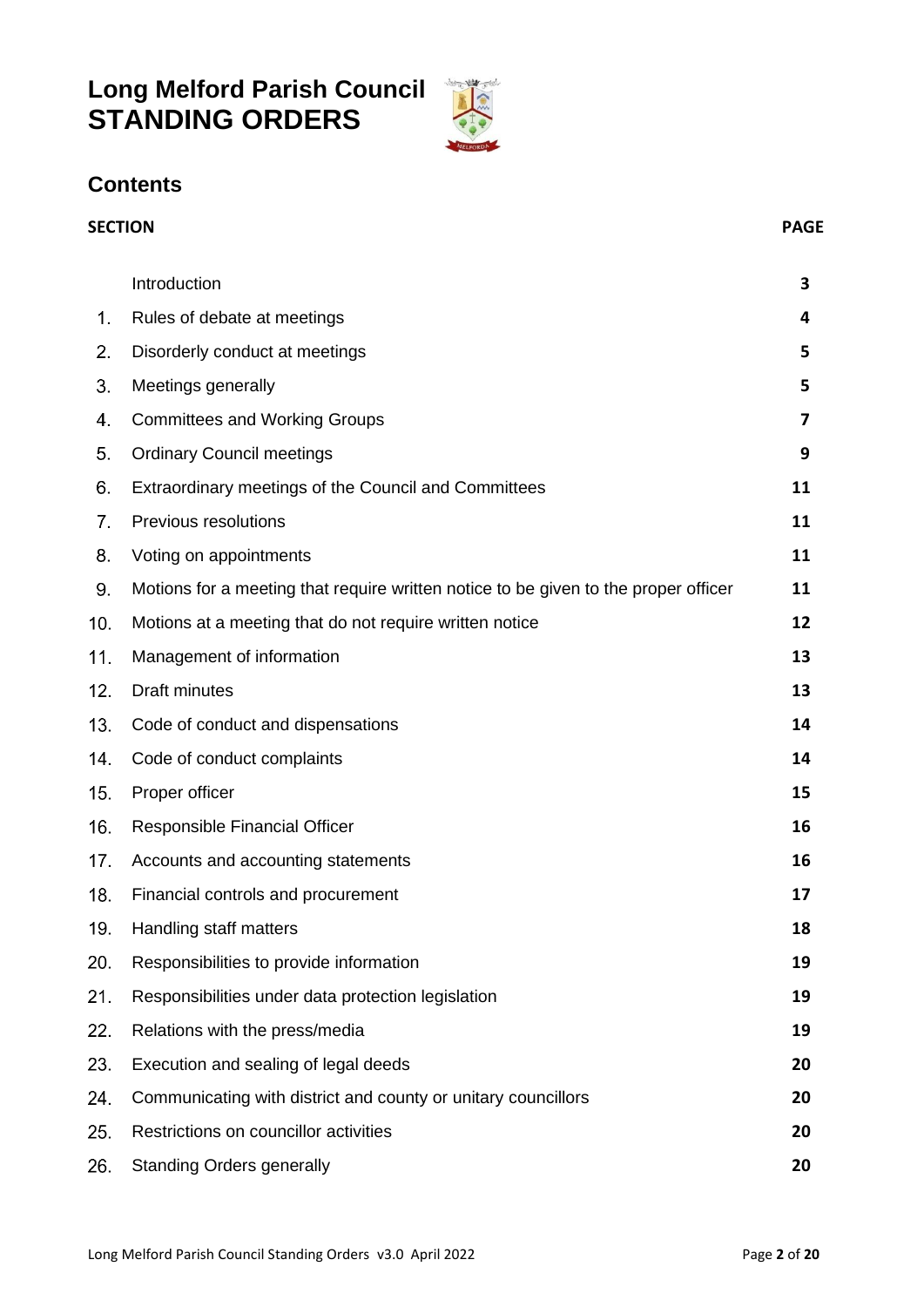# Long Melford Parish Council STANDING ORDERS

## Contents

| SECTION | | PAGE |
|---|---|---|
| | Introduction | 3 |
| 1. | Rules of debate at meetings | 4 |
| 2. | Disorderly conduct at meetings | 5 |
| 3. | Meetings generally | 5 |
| 4. | Committees and Working Groups | 7 |
| 5. | Ordinary Council meetings | 9 |
| 6. | Extraordinary meetings of the Council and Committees | 11 |
| 7. | Previous resolutions | 11 |
| 8. | Voting on appointments | 11 |
| 9. | Motions for a meeting that require written notice to be given to the proper officer | 11 |
| 10. | Motions at a meeting that do not require written notice | 12 |
| 11. | Management of information | 13 |
| 12. | Draft minutes | 13 |
| 13. | Code of conduct and dispensations | 14 |
| 14. | Code of conduct complaints | 14 |
| 15. | Proper officer | 15 |
| 16. | Responsible Financial Officer | 16 |
| 17. | Accounts and accounting statements | 16 |
| 18. | Financial controls and procurement | 17 |
| 19. | Handling staff matters | 18 |
| 20. | Responsibilities to provide information | 19 |
| 21. | Responsibilities under data protection legislation | 19 |
| 22. | Relations with the press/media | 19 |
| 23. | Execution and sealing of legal deeds | 20 |
| 24. | Communicating with district and county or unitary councillors | 20 |
| 25. | Restrictions on councillor activities | 20 |
| 26. | Standing Orders generally | 20 |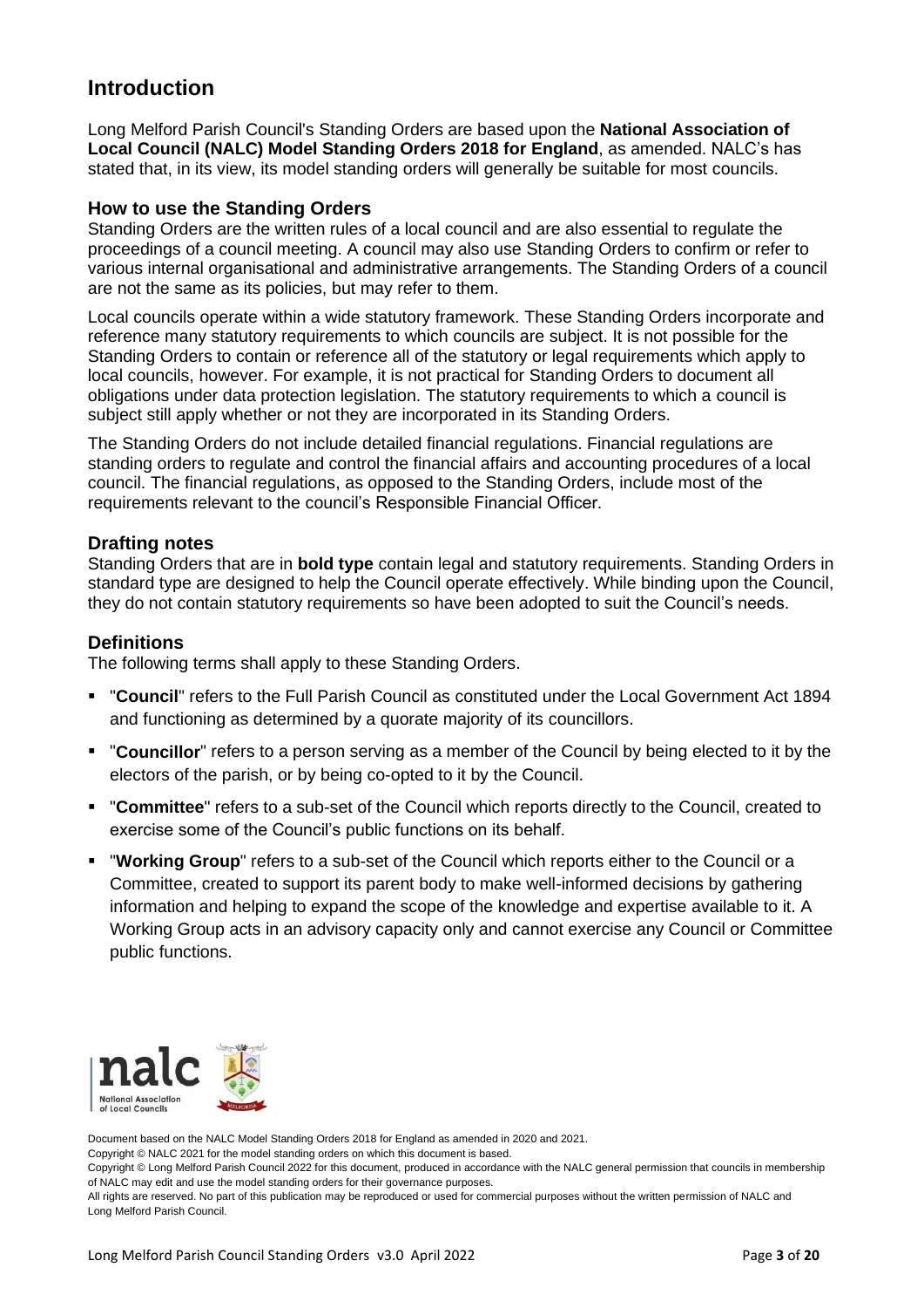# Introduction

Long Melford Parish Council's Standing Orders are based upon the **National Association of Local Council (NALC) Model Standing Orders 2018 for England**, as amended. NALC's has stated that, in its view, its model standing orders will generally be suitable for most councils.

## How to use the Standing Orders

Standing Orders are the written rules of a local council and are also essential to regulate the proceedings of a council meeting. A council may also use Standing Orders to confirm or refer to various internal organisational and administrative arrangements. The Standing Orders of a council are not the same as its policies, but may refer to them.

Local councils operate within a wide statutory framework. These Standing Orders incorporate and reference many statutory requirements to which councils are subject. It is not possible for the Standing Orders to contain or reference all of the statutory or legal requirements which apply to local councils, however. For example, it is not practical for Standing Orders to document all obligations under data protection legislation. The statutory requirements to which a council is subject still apply whether or not they are incorporated in its Standing Orders.

The Standing Orders do not include detailed financial regulations. Financial regulations are standing orders to regulate and control the financial affairs and accounting procedures of a local council. The financial regulations, as opposed to the Standing Orders, include most of the requirements relevant to the council's Responsible Financial Officer.

## Drafting notes

Standing Orders that are in **bold type** contain legal and statutory requirements. Standing Orders in standard type are designed to help the Council operate effectively. While binding upon the Council, they do not contain statutory requirements so have been adopted to suit the Council's needs.

## Definitions

The following terms shall apply to these Standing Orders.

- "**Council**" refers to the Full Parish Council as constituted under the Local Government Act 1894 and functioning as determined by a quorate majority of its councillors.
- "**Councillor**" refers to a person serving as a member of the Council by being elected to it by the electors of the parish, or by being co-opted to it by the Council.
- "**Committee**" refers to a sub-set of the Council which reports directly to the Council, created to exercise some of the Council's public functions on its behalf.
- "**Working Group**" refers to a sub-set of the Council which reports either to the Council or a Committee, created to support its parent body to make well-informed decisions by gathering information and helping to expand the scope of the knowledge and expertise available to it. A Working Group acts in an advisory capacity only and cannot exercise any Council or Committee public functions.

Document based on the NALC Model Standing Orders 2018 for England as amended in 2020 and 2021.
Copyright © NALC 2021 for the model standing orders on which this document is based.
Copyright © Long Melford Parish Council 2022 for this document, produced in accordance with the NALC general permission that councils in membership of NALC may edit and use the model standing orders for their governance purposes.
All rights are reserved. No part of this publication may be reproduced or used for commercial purposes without the written permission of NALC and Long Melford Parish Council.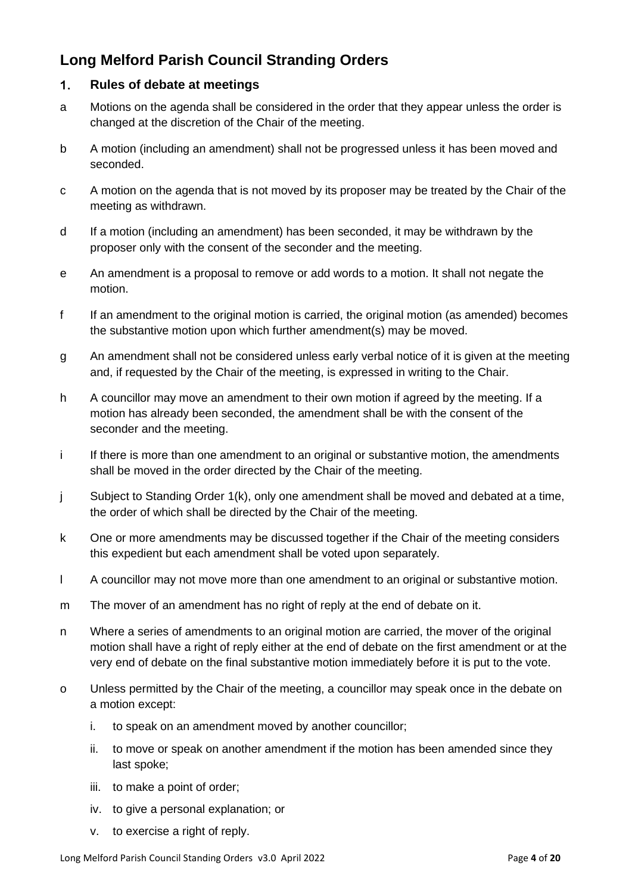# Long Melford Parish Council Stranding Orders

## 1. Rules of debate at meetings

a Motions on the agenda shall be considered in the order that they appear unless the order is changed at the discretion of the Chair of the meeting.

b A motion (including an amendment) shall not be progressed unless it has been moved and seconded.

c A motion on the agenda that is not moved by its proposer may be treated by the Chair of the meeting as withdrawn.

d If a motion (including an amendment) has been seconded, it may be withdrawn by the proposer only with the consent of the seconder and the meeting.

e An amendment is a proposal to remove or add words to a motion. It shall not negate the motion.

f If an amendment to the original motion is carried, the original motion (as amended) becomes the substantive motion upon which further amendment(s) may be moved.

g An amendment shall not be considered unless early verbal notice of it is given at the meeting and, if requested by the Chair of the meeting, is expressed in writing to the Chair.

h A councillor may move an amendment to their own motion if agreed by the meeting. If a motion has already been seconded, the amendment shall be with the consent of the seconder and the meeting.

i If there is more than one amendment to an original or substantive motion, the amendments shall be moved in the order directed by the Chair of the meeting.

j Subject to Standing Order 1(k), only one amendment shall be moved and debated at a time, the order of which shall be directed by the Chair of the meeting.

k One or more amendments may be discussed together if the Chair of the meeting considers this expedient but each amendment shall be voted upon separately.

l A councillor may not move more than one amendment to an original or substantive motion.

m The mover of an amendment has no right of reply at the end of debate on it.

n Where a series of amendments to an original motion are carried, the mover of the original motion shall have a right of reply either at the end of debate on the first amendment or at the very end of debate on the final substantive motion immediately before it is put to the vote.

o Unless permitted by the Chair of the meeting, a councillor may speak once in the debate on a motion except:

   i. to speak on an amendment moved by another councillor;
   ii. to move or speak on another amendment if the motion has been amended since they last spoke;
   iii. to make a point of order;
   iv. to give a personal explanation; or
   v. to exercise a right of reply.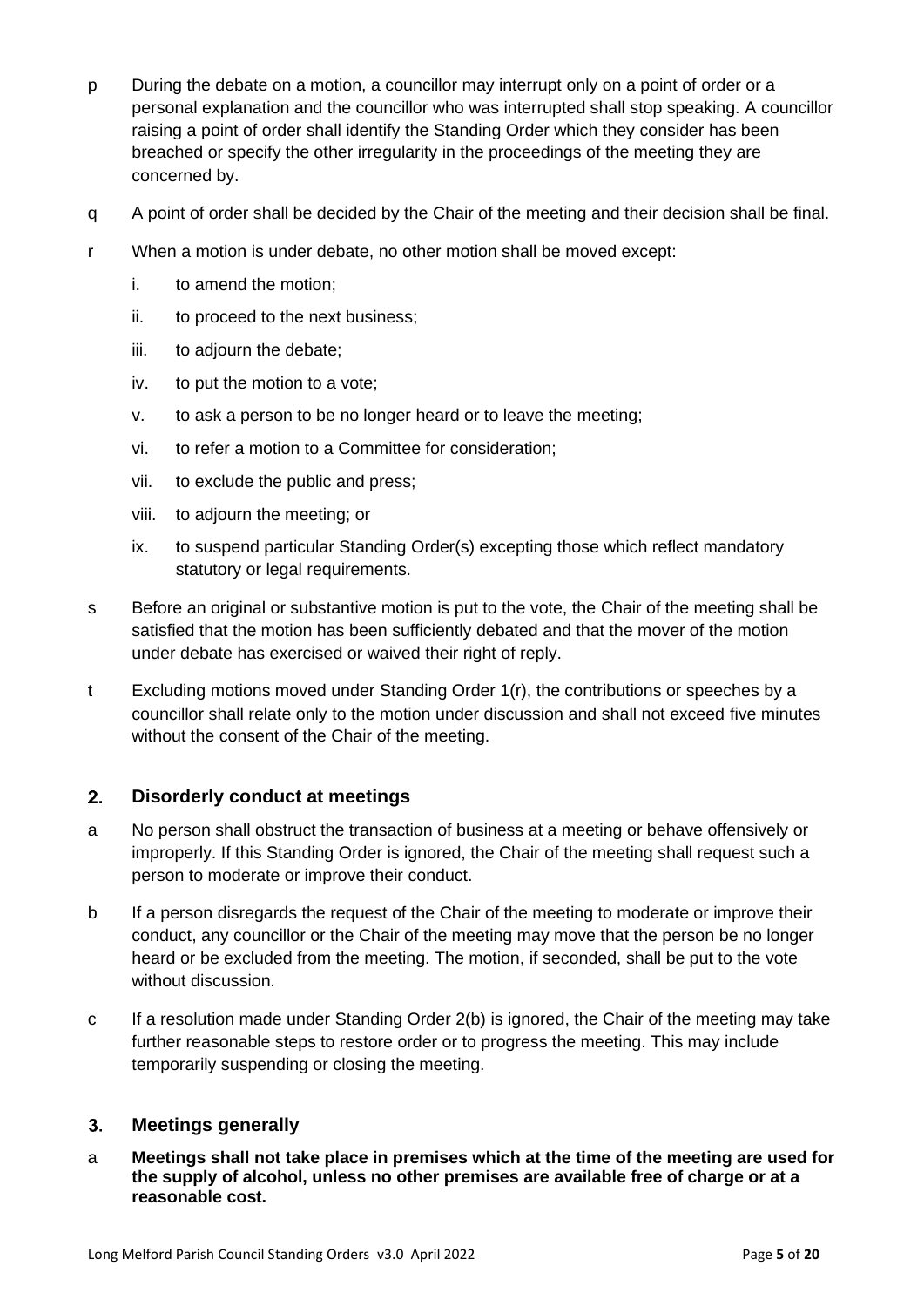p During the debate on a motion, a councillor may interrupt only on a point of order or a personal explanation and the councillor who was interrupted shall stop speaking. A councillor raising a point of order shall identify the Standing Order which they consider has been breached or specify the other irregularity in the proceedings of the meeting they are concerned by.

q A point of order shall be decided by the Chair of the meeting and their decision shall be final.

r When a motion is under debate, no other motion shall be moved except:

- i. to amend the motion;
- ii. to proceed to the next business;
- iii. to adjourn the debate;
- iv. to put the motion to a vote;
- v. to ask a person to be no longer heard or to leave the meeting;
- vi. to refer a motion to a Committee for consideration;
- vii. to exclude the public and press;
- viii. to adjourn the meeting; or
- ix. to suspend particular Standing Order(s) excepting those which reflect mandatory statutory or legal requirements.

s Before an original or substantive motion is put to the vote, the Chair of the meeting shall be satisfied that the motion has been sufficiently debated and that the mover of the motion under debate has exercised or waived their right of reply.

t Excluding motions moved under Standing Order 1(r), the contributions or speeches by a councillor shall relate only to the motion under discussion and shall not exceed five minutes without the consent of the Chair of the meeting.

## 2. Disorderly conduct at meetings

a No person shall obstruct the transaction of business at a meeting or behave offensively or improperly. If this Standing Order is ignored, the Chair of the meeting shall request such a person to moderate or improve their conduct.

b If a person disregards the request of the Chair of the meeting to moderate or improve their conduct, any councillor or the Chair of the meeting may move that the person be no longer heard or be excluded from the meeting. The motion, if seconded, shall be put to the vote without discussion.

c If a resolution made under Standing Order 2(b) is ignored, the Chair of the meeting may take further reasonable steps to restore order or to progress the meeting. This may include temporarily suspending or closing the meeting.

## 3. Meetings generally

a **Meetings shall not take place in premises which at the time of the meeting are used for the supply of alcohol, unless no other premises are available free of charge or at a reasonable cost.**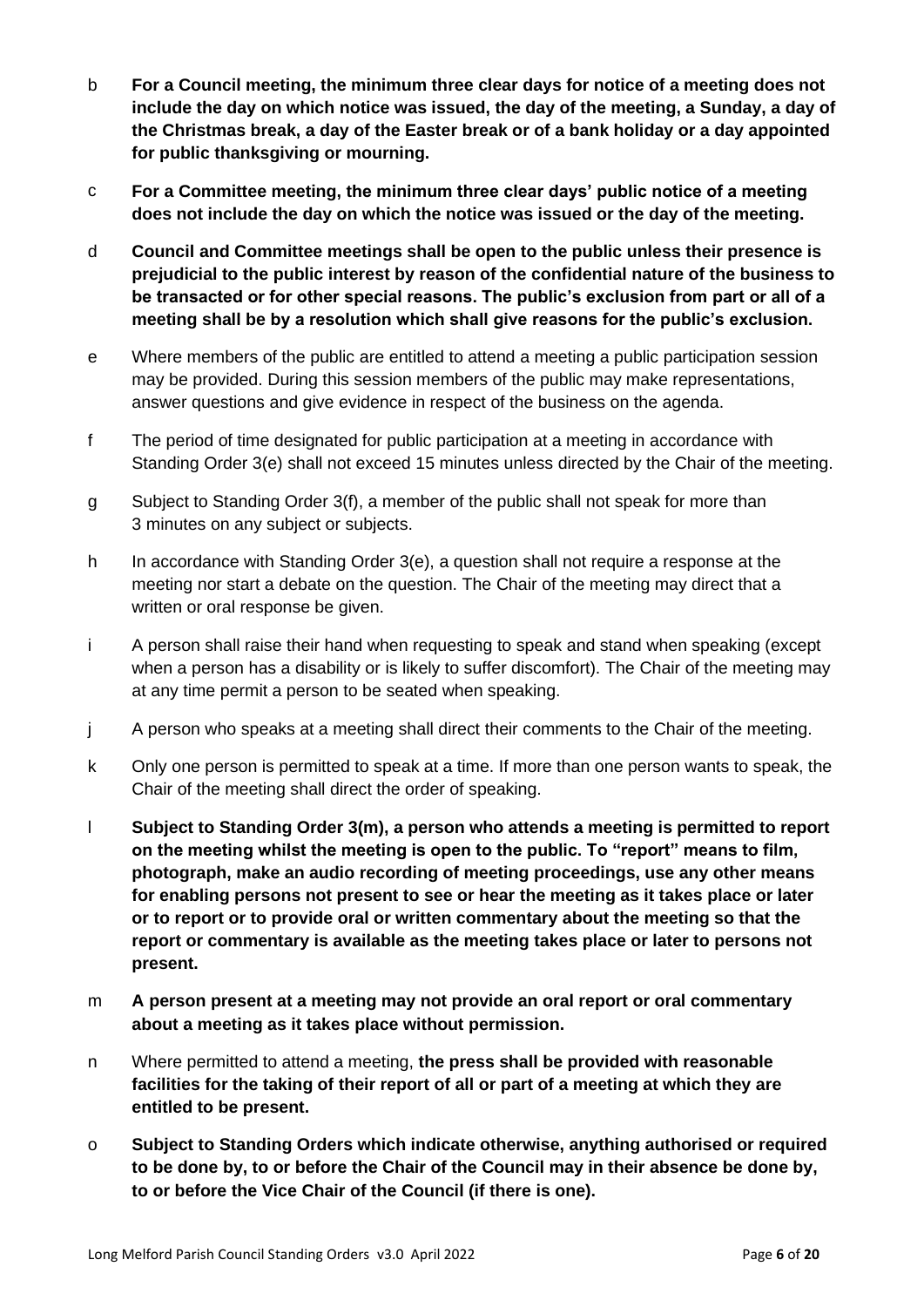b **For a Council meeting, the minimum three clear days for notice of a meeting does not include the day on which notice was issued, the day of the meeting, a Sunday, a day of the Christmas break, a day of the Easter break or of a bank holiday or a day appointed for public thanksgiving or mourning.**

c **For a Committee meeting, the minimum three clear days' public notice of a meeting does not include the day on which the notice was issued or the day of the meeting.**

d **Council and Committee meetings shall be open to the public unless their presence is prejudicial to the public interest by reason of the confidential nature of the business to be transacted or for other special reasons. The public's exclusion from part or all of a meeting shall be by a resolution which shall give reasons for the public's exclusion.**

e Where members of the public are entitled to attend a meeting a public participation session may be provided. During this session members of the public may make representations, answer questions and give evidence in respect of the business on the agenda.

f The period of time designated for public participation at a meeting in accordance with Standing Order 3(e) shall not exceed 15 minutes unless directed by the Chair of the meeting.

g Subject to Standing Order 3(f), a member of the public shall not speak for more than 3 minutes on any subject or subjects.

h In accordance with Standing Order 3(e), a question shall not require a response at the meeting nor start a debate on the question. The Chair of the meeting may direct that a written or oral response be given.

i A person shall raise their hand when requesting to speak and stand when speaking (except when a person has a disability or is likely to suffer discomfort). The Chair of the meeting may at any time permit a person to be seated when speaking.

j A person who speaks at a meeting shall direct their comments to the Chair of the meeting.

k Only one person is permitted to speak at a time. If more than one person wants to speak, the Chair of the meeting shall direct the order of speaking.

l **Subject to Standing Order 3(m), a person who attends a meeting is permitted to report on the meeting whilst the meeting is open to the public. To "report" means to film, photograph, make an audio recording of meeting proceedings, use any other means for enabling persons not present to see or hear the meeting as it takes place or later or to report or to provide oral or written commentary about the meeting so that the report or commentary is available as the meeting takes place or later to persons not present.**

m **A person present at a meeting may not provide an oral report or oral commentary about a meeting as it takes place without permission.**

n Where permitted to attend a meeting, **the press shall be provided with reasonable facilities for the taking of their report of all or part of a meeting at which they are entitled to be present.**

o **Subject to Standing Orders which indicate otherwise, anything authorised or required to be done by, to or before the Chair of the Council may in their absence be done by, to or before the Vice Chair of the Council (if there is one).**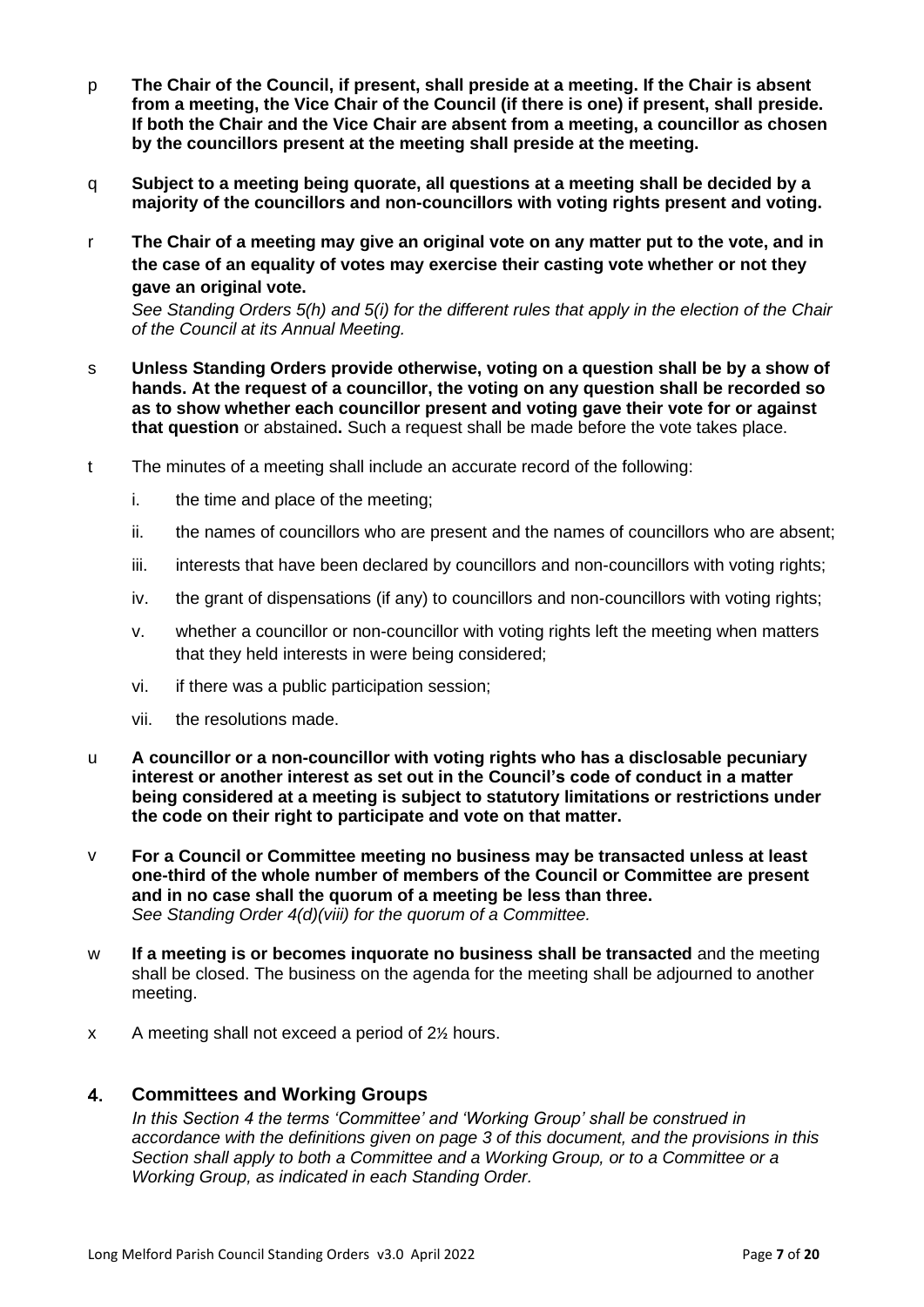p **The Chair of the Council, if present, shall preside at a meeting. If the Chair is absent from a meeting, the Vice Chair of the Council (if there is one) if present, shall preside. If both the Chair and the Vice Chair are absent from a meeting, a councillor as chosen by the councillors present at the meeting shall preside at the meeting.**

q **Subject to a meeting being quorate, all questions at a meeting shall be decided by a majority of the councillors and non-councillors with voting rights present and voting.**

r **The Chair of a meeting may give an original vote on any matter put to the vote, and in the case of an equality of votes may exercise their casting vote whether or not they gave an original vote.**
*See Standing Orders 5(h) and 5(i) for the different rules that apply in the election of the Chair of the Council at its Annual Meeting.*

s **Unless Standing Orders provide otherwise, voting on a question shall be by a show of hands. At the request of a councillor, the voting on any question shall be recorded so as to show whether each councillor present and voting gave their vote for or against that question** or abstained**.** Such a request shall be made before the vote takes place.

t The minutes of a meeting shall include an accurate record of the following:

  i. the time and place of the meeting;
  ii. the names of councillors who are present and the names of councillors who are absent;
  iii. interests that have been declared by councillors and non-councillors with voting rights;
  iv. the grant of dispensations (if any) to councillors and non-councillors with voting rights;
  v. whether a councillor or non-councillor with voting rights left the meeting when matters that they held interests in were being considered;
  vi. if there was a public participation session;
  vii. the resolutions made.

u **A councillor or a non-councillor with voting rights who has a disclosable pecuniary interest or another interest as set out in the Council's code of conduct in a matter being considered at a meeting is subject to statutory limitations or restrictions under the code on their right to participate and vote on that matter.**

v **For a Council or Committee meeting no business may be transacted unless at least one-third of the whole number of members of the Council or Committee are present and in no case shall the quorum of a meeting be less than three.**
*See Standing Order 4(d)(viii) for the quorum of a Committee.*

w **If a meeting is or becomes inquorate no business shall be transacted** and the meeting shall be closed. The business on the agenda for the meeting shall be adjourned to another meeting.

x A meeting shall not exceed a period of 2½ hours.

## 4. Committees and Working Groups

*In this Section 4 the terms 'Committee' and 'Working Group' shall be construed in accordance with the definitions given on page 3 of this document, and the provisions in this Section shall apply to both a Committee and a Working Group, or to a Committee or a Working Group, as indicated in each Standing Order.*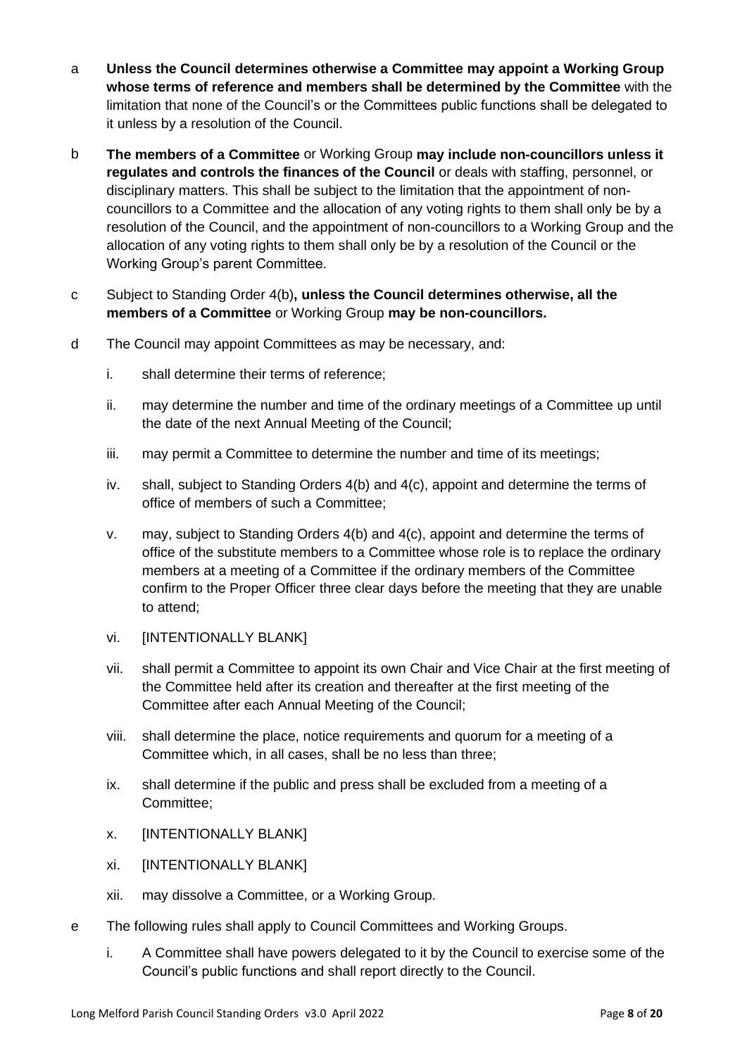a **Unless the Council determines otherwise a Committee may appoint a Working Group whose terms of reference and members shall be determined by the Committee** with the limitation that none of the Council's or the Committees public functions shall be delegated to it unless by a resolution of the Council.

b **The members of a Committee** or Working Group **may include non-councillors unless it regulates and controls the finances of the Council** or deals with staffing, personnel, or disciplinary matters. This shall be subject to the limitation that the appointment of non-councillors to a Committee and the allocation of any voting rights to them shall only be by a resolution of the Council, and the appointment of non-councillors to a Working Group and the allocation of any voting rights to them shall only be by a resolution of the Council or the Working Group's parent Committee.

c Subject to Standing Order 4(b)**, unless the Council determines otherwise, all the members of a Committee** or Working Group **may be non-councillors.**

d The Council may appoint Committees as may be necessary, and:

i. shall determine their terms of reference;

ii. may determine the number and time of the ordinary meetings of a Committee up until the date of the next Annual Meeting of the Council;

iii. may permit a Committee to determine the number and time of its meetings;

iv. shall, subject to Standing Orders 4(b) and 4(c), appoint and determine the terms of office of members of such a Committee;

v. may, subject to Standing Orders 4(b) and 4(c), appoint and determine the terms of office of the substitute members to a Committee whose role is to replace the ordinary members at a meeting of a Committee if the ordinary members of the Committee confirm to the Proper Officer three clear days before the meeting that they are unable to attend;

vi. [INTENTIONALLY BLANK]

vii. shall permit a Committee to appoint its own Chair and Vice Chair at the first meeting of the Committee held after its creation and thereafter at the first meeting of the Committee after each Annual Meeting of the Council;

viii. shall determine the place, notice requirements and quorum for a meeting of a Committee which, in all cases, shall be no less than three;

ix. shall determine if the public and press shall be excluded from a meeting of a Committee;

x. [INTENTIONALLY BLANK]

xi. [INTENTIONALLY BLANK]

xii. may dissolve a Committee, or a Working Group.

e The following rules shall apply to Council Committees and Working Groups.

i. A Committee shall have powers delegated to it by the Council to exercise some of the Council's public functions and shall report directly to the Council.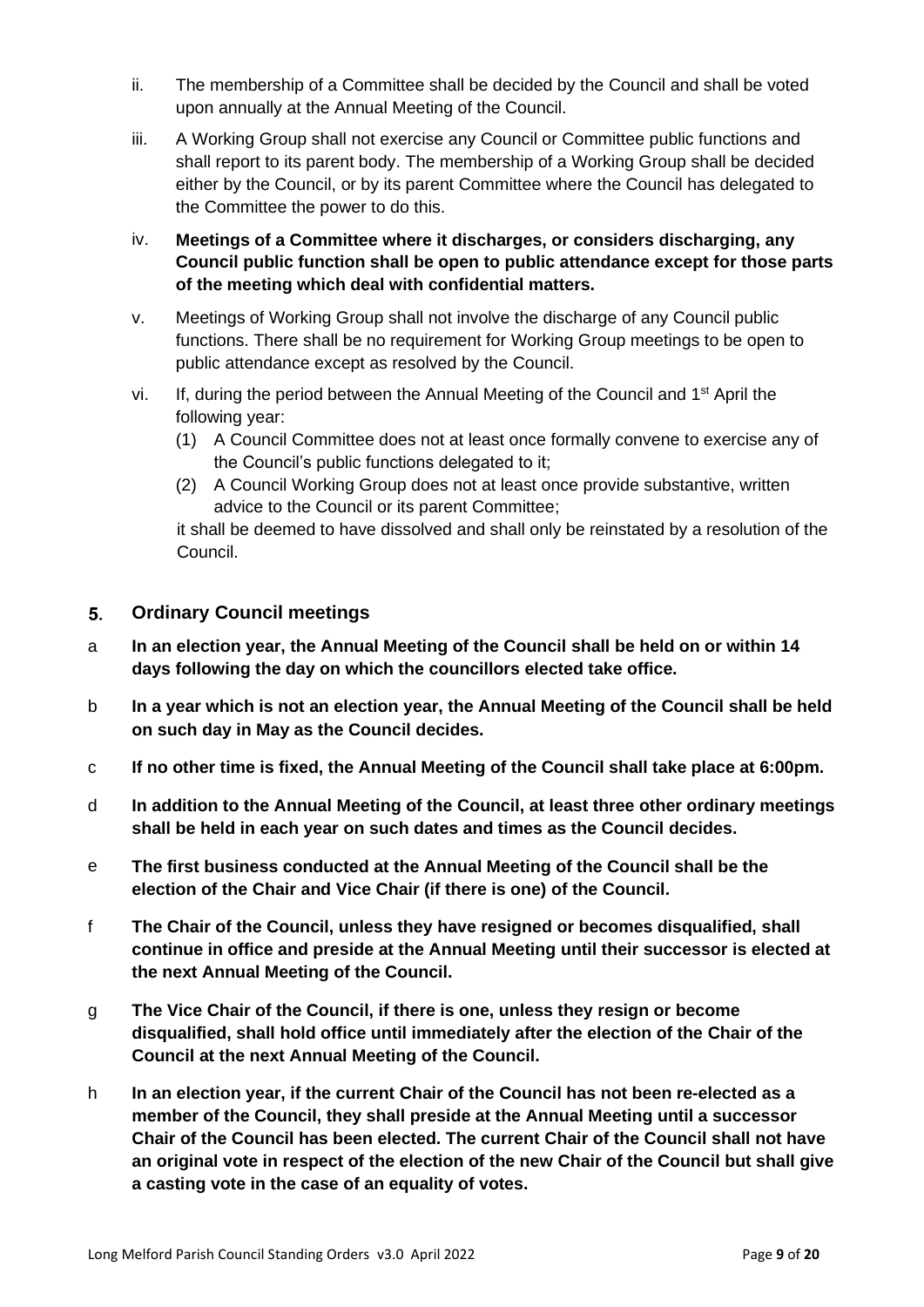ii. The membership of a Committee shall be decided by the Council and shall be voted upon annually at the Annual Meeting of the Council.

iii. A Working Group shall not exercise any Council or Committee public functions and shall report to its parent body. The membership of a Working Group shall be decided either by the Council, or by its parent Committee where the Council has delegated to the Committee the power to do this.

iv. **Meetings of a Committee where it discharges, or considers discharging, any Council public function shall be open to public attendance except for those parts of the meeting which deal with confidential matters.**

v. Meetings of Working Group shall not involve the discharge of any Council public functions. There shall be no requirement for Working Group meetings to be open to public attendance except as resolved by the Council.

vi. If, during the period between the Annual Meeting of the Council and 1st April the following year:
   (1) A Council Committee does not at least once formally convene to exercise any of the Council's public functions delegated to it;
   (2) A Council Working Group does not at least once provide substantive, written advice to the Council or its parent Committee;

   it shall be deemed to have dissolved and shall only be reinstated by a resolution of the Council.

## 5. Ordinary Council meetings

a **In an election year, the Annual Meeting of the Council shall be held on or within 14 days following the day on which the councillors elected take office.**

b **In a year which is not an election year, the Annual Meeting of the Council shall be held on such day in May as the Council decides.**

c **If no other time is fixed, the Annual Meeting of the Council shall take place at 6:00pm.**

d **In addition to the Annual Meeting of the Council, at least three other ordinary meetings shall be held in each year on such dates and times as the Council decides.**

e **The first business conducted at the Annual Meeting of the Council shall be the election of the Chair and Vice Chair (if there is one) of the Council.**

f **The Chair of the Council, unless they have resigned or becomes disqualified, shall continue in office and preside at the Annual Meeting until their successor is elected at the next Annual Meeting of the Council.**

g **The Vice Chair of the Council, if there is one, unless they resign or become disqualified, shall hold office until immediately after the election of the Chair of the Council at the next Annual Meeting of the Council.**

h **In an election year, if the current Chair of the Council has not been re-elected as a member of the Council, they shall preside at the Annual Meeting until a successor Chair of the Council has been elected. The current Chair of the Council shall not have an original vote in respect of the election of the new Chair of the Council but shall give a casting vote in the case of an equality of votes.**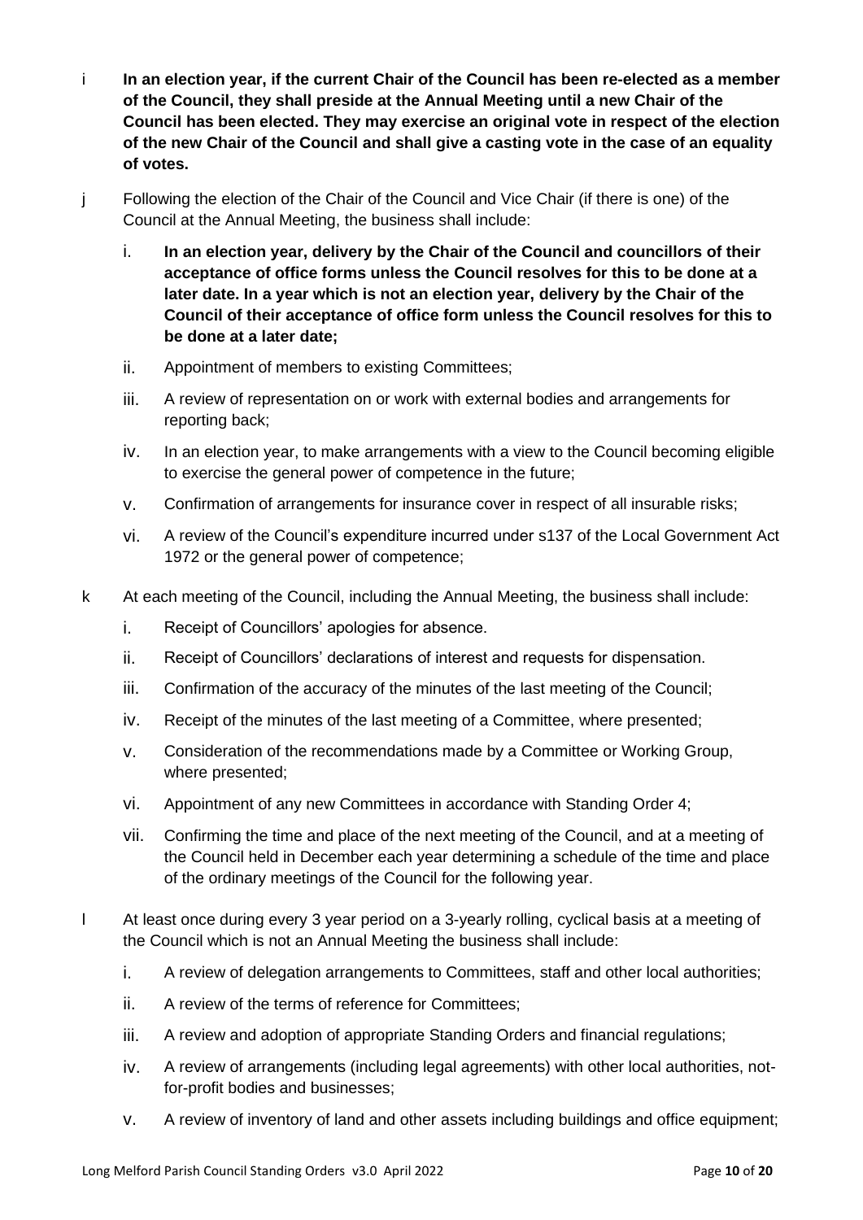i **In an election year, if the current Chair of the Council has been re-elected as a member of the Council, they shall preside at the Annual Meeting until a new Chair of the Council has been elected. They may exercise an original vote in respect of the election of the new Chair of the Council and shall give a casting vote in the case of an equality of votes.**

j Following the election of the Chair of the Council and Vice Chair (if there is one) of the Council at the Annual Meeting, the business shall include:

i. **In an election year, delivery by the Chair of the Council and councillors of their acceptance of office forms unless the Council resolves for this to be done at a later date. In a year which is not an election year, delivery by the Chair of the Council of their acceptance of office form unless the Council resolves for this to be done at a later date;**

ii. Appointment of members to existing Committees;

iii. A review of representation on or work with external bodies and arrangements for reporting back;

iv. In an election year, to make arrangements with a view to the Council becoming eligible to exercise the general power of competence in the future;

v. Confirmation of arrangements for insurance cover in respect of all insurable risks;

vi. A review of the Council's expenditure incurred under s137 of the Local Government Act 1972 or the general power of competence;

k At each meeting of the Council, including the Annual Meeting, the business shall include:

i. Receipt of Councillors' apologies for absence.

ii. Receipt of Councillors' declarations of interest and requests for dispensation.

iii. Confirmation of the accuracy of the minutes of the last meeting of the Council;

iv. Receipt of the minutes of the last meeting of a Committee, where presented;

v. Consideration of the recommendations made by a Committee or Working Group, where presented;

vi. Appointment of any new Committees in accordance with Standing Order 4;

vii. Confirming the time and place of the next meeting of the Council, and at a meeting of the Council held in December each year determining a schedule of the time and place of the ordinary meetings of the Council for the following year.

l At least once during every 3 year period on a 3-yearly rolling, cyclical basis at a meeting of the Council which is not an Annual Meeting the business shall include:

i. A review of delegation arrangements to Committees, staff and other local authorities;

ii. A review of the terms of reference for Committees;

iii. A review and adoption of appropriate Standing Orders and financial regulations;

iv. A review of arrangements (including legal agreements) with other local authorities, not-for-profit bodies and businesses;

v. A review of inventory of land and other assets including buildings and office equipment;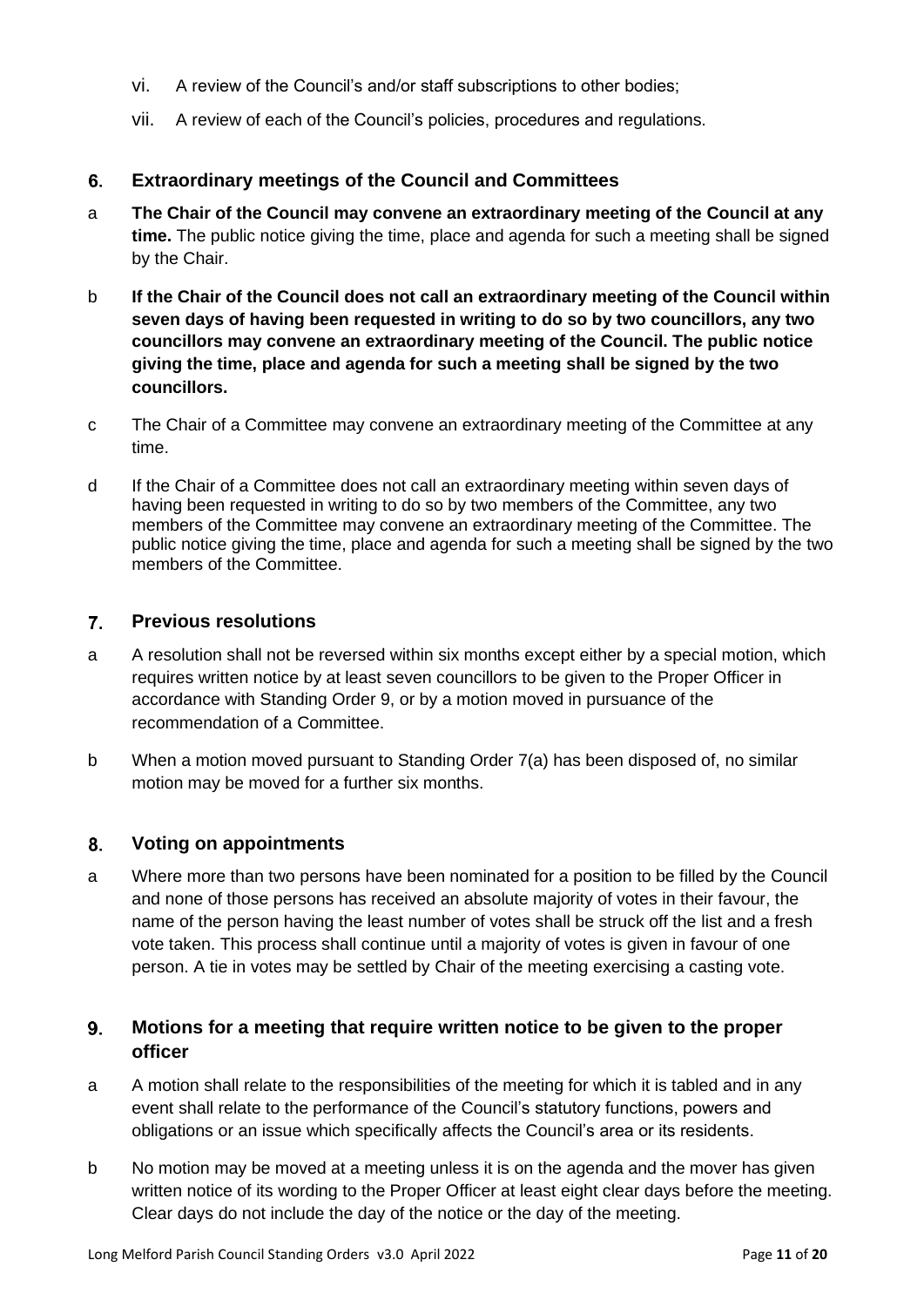vi. A review of the Council's and/or staff subscriptions to other bodies;

vii. A review of each of the Council's policies, procedures and regulations.

## 6. Extraordinary meetings of the Council and Committees

a **The Chair of the Council may convene an extraordinary meeting of the Council at any time.** The public notice giving the time, place and agenda for such a meeting shall be signed by the Chair.

b **If the Chair of the Council does not call an extraordinary meeting of the Council within seven days of having been requested in writing to do so by two councillors, any two councillors may convene an extraordinary meeting of the Council. The public notice giving the time, place and agenda for such a meeting shall be signed by the two councillors.**

c The Chair of a Committee may convene an extraordinary meeting of the Committee at any time.

d If the Chair of a Committee does not call an extraordinary meeting within seven days of having been requested in writing to do so by two members of the Committee, any two members of the Committee may convene an extraordinary meeting of the Committee. The public notice giving the time, place and agenda for such a meeting shall be signed by the two members of the Committee.

## 7. Previous resolutions

a A resolution shall not be reversed within six months except either by a special motion, which requires written notice by at least seven councillors to be given to the Proper Officer in accordance with Standing Order 9, or by a motion moved in pursuance of the recommendation of a Committee.

b When a motion moved pursuant to Standing Order 7(a) has been disposed of, no similar motion may be moved for a further six months.

## 8. Voting on appointments

a Where more than two persons have been nominated for a position to be filled by the Council and none of those persons has received an absolute majority of votes in their favour, the name of the person having the least number of votes shall be struck off the list and a fresh vote taken. This process shall continue until a majority of votes is given in favour of one person. A tie in votes may be settled by Chair of the meeting exercising a casting vote.

## 9. Motions for a meeting that require written notice to be given to the proper officer

a A motion shall relate to the responsibilities of the meeting for which it is tabled and in any event shall relate to the performance of the Council's statutory functions, powers and obligations or an issue which specifically affects the Council's area or its residents.

b No motion may be moved at a meeting unless it is on the agenda and the mover has given written notice of its wording to the Proper Officer at least eight clear days before the meeting. Clear days do not include the day of the notice or the day of the meeting.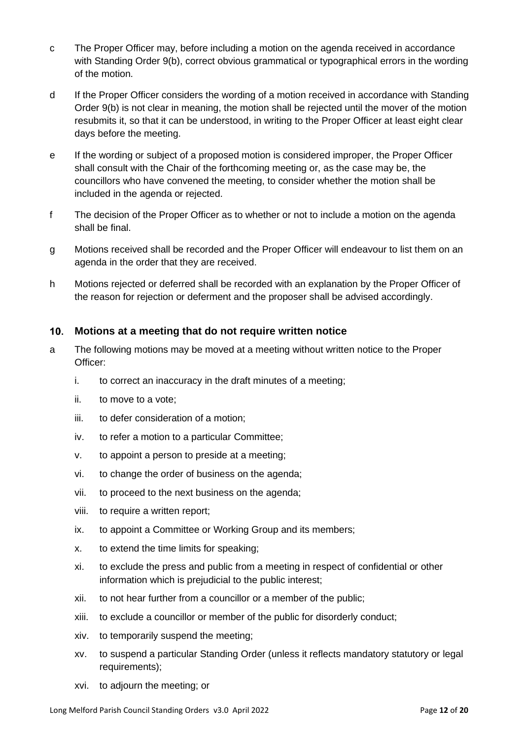c The Proper Officer may, before including a motion on the agenda received in accordance with Standing Order 9(b), correct obvious grammatical or typographical errors in the wording of the motion.

d If the Proper Officer considers the wording of a motion received in accordance with Standing Order 9(b) is not clear in meaning, the motion shall be rejected until the mover of the motion resubmits it, so that it can be understood, in writing to the Proper Officer at least eight clear days before the meeting.

e If the wording or subject of a proposed motion is considered improper, the Proper Officer shall consult with the Chair of the forthcoming meeting or, as the case may be, the councillors who have convened the meeting, to consider whether the motion shall be included in the agenda or rejected.

f The decision of the Proper Officer as to whether or not to include a motion on the agenda shall be final.

g Motions received shall be recorded and the Proper Officer will endeavour to list them on an agenda in the order that they are received.

h Motions rejected or deferred shall be recorded with an explanation by the Proper Officer of the reason for rejection or deferment and the proposer shall be advised accordingly.

## 10. Motions at a meeting that do not require written notice

a The following motions may be moved at a meeting without written notice to the Proper Officer:

i. to correct an inaccuracy in the draft minutes of a meeting;

ii. to move to a vote;

iii. to defer consideration of a motion;

iv. to refer a motion to a particular Committee;

v. to appoint a person to preside at a meeting;

vi. to change the order of business on the agenda;

vii. to proceed to the next business on the agenda;

viii. to require a written report;

ix. to appoint a Committee or Working Group and its members;

x. to extend the time limits for speaking;

xi. to exclude the press and public from a meeting in respect of confidential or other information which is prejudicial to the public interest;

xii. to not hear further from a councillor or a member of the public;

xiii. to exclude a councillor or member of the public for disorderly conduct;

xiv. to temporarily suspend the meeting;

xv. to suspend a particular Standing Order (unless it reflects mandatory statutory or legal requirements);

xvi. to adjourn the meeting; or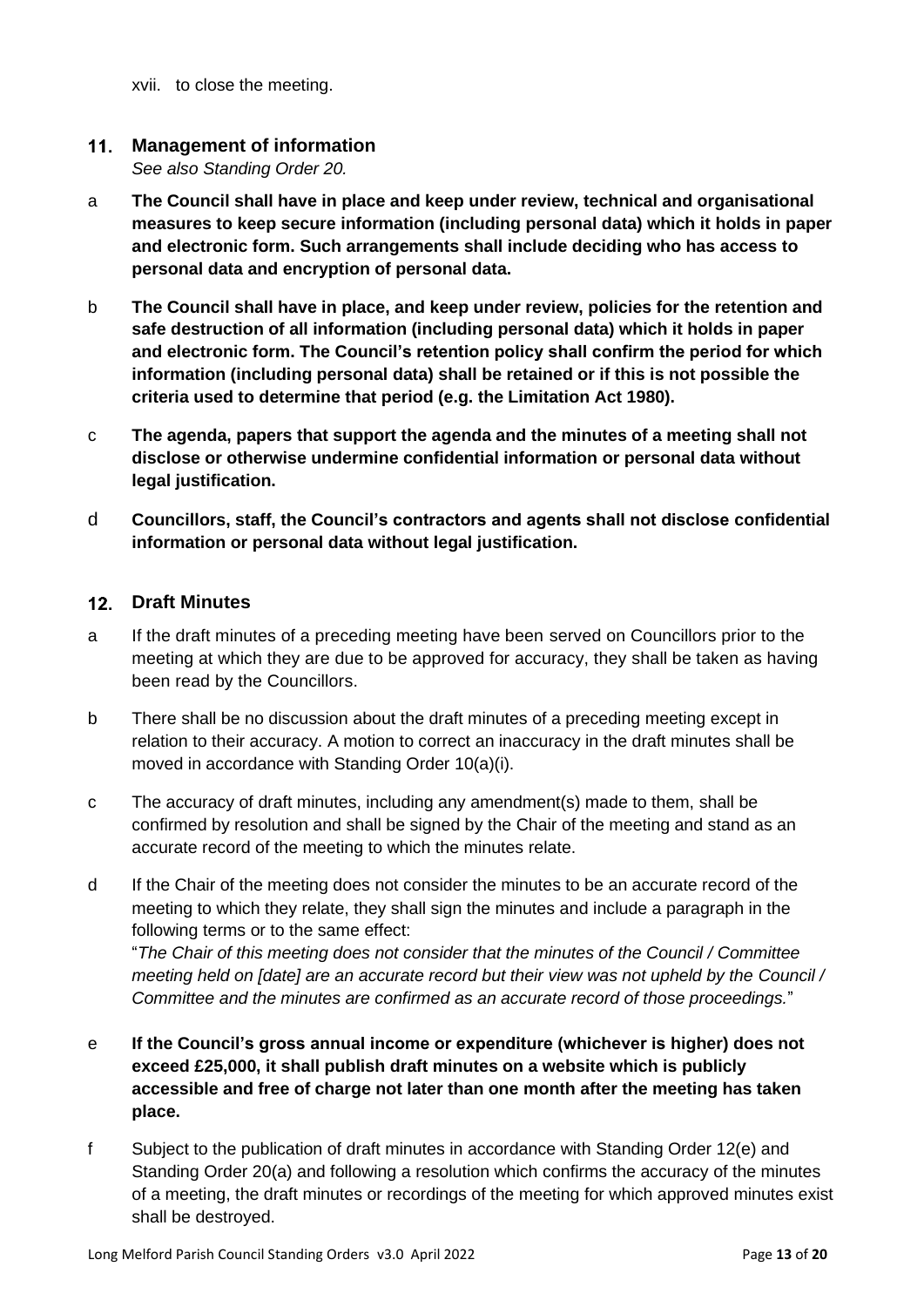xvii. to close the meeting.

## 11. Management of information

*See also Standing Order 20.*

a **The Council shall have in place and keep under review, technical and organisational measures to keep secure information (including personal data) which it holds in paper and electronic form. Such arrangements shall include deciding who has access to personal data and encryption of personal data.**

b **The Council shall have in place, and keep under review, policies for the retention and safe destruction of all information (including personal data) which it holds in paper and electronic form. The Council's retention policy shall confirm the period for which information (including personal data) shall be retained or if this is not possible the criteria used to determine that period (e.g. the Limitation Act 1980).**

c **The agenda, papers that support the agenda and the minutes of a meeting shall not disclose or otherwise undermine confidential information or personal data without legal justification.**

d **Councillors, staff, the Council's contractors and agents shall not disclose confidential information or personal data without legal justification.**

## 12. Draft Minutes

a If the draft minutes of a preceding meeting have been served on Councillors prior to the meeting at which they are due to be approved for accuracy, they shall be taken as having been read by the Councillors.

b There shall be no discussion about the draft minutes of a preceding meeting except in relation to their accuracy. A motion to correct an inaccuracy in the draft minutes shall be moved in accordance with Standing Order 10(a)(i).

c The accuracy of draft minutes, including any amendment(s) made to them, shall be confirmed by resolution and shall be signed by the Chair of the meeting and stand as an accurate record of the meeting to which the minutes relate.

d If the Chair of the meeting does not consider the minutes to be an accurate record of the meeting to which they relate, they shall sign the minutes and include a paragraph in the following terms or to the same effect:
"*The Chair of this meeting does not consider that the minutes of the Council / Committee meeting held on [date] are an accurate record but their view was not upheld by the Council / Committee and the minutes are confirmed as an accurate record of those proceedings.*"

e **If the Council's gross annual income or expenditure (whichever is higher) does not exceed £25,000, it shall publish draft minutes on a website which is publicly accessible and free of charge not later than one month after the meeting has taken place.**

f Subject to the publication of draft minutes in accordance with Standing Order 12(e) and Standing Order 20(a) and following a resolution which confirms the accuracy of the minutes of a meeting, the draft minutes or recordings of the meeting for which approved minutes exist shall be destroyed.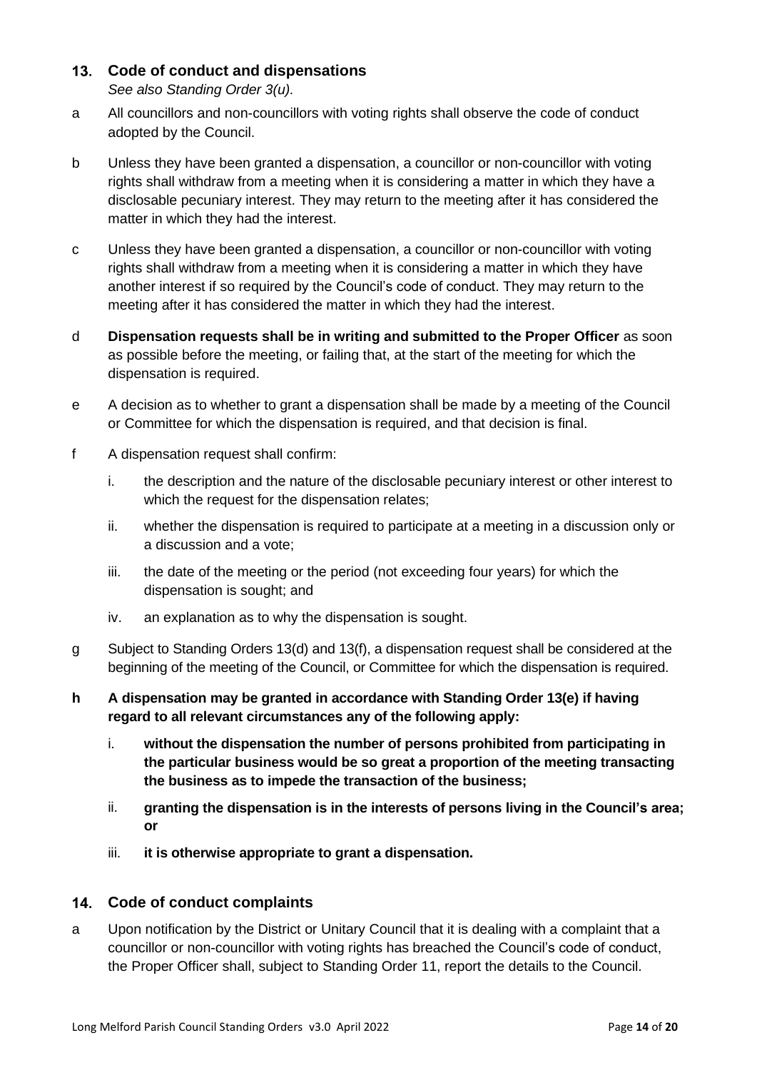## 13. Code of conduct and dispensations

*See also Standing Order 3(u).*

a All councillors and non-councillors with voting rights shall observe the code of conduct adopted by the Council.

b Unless they have been granted a dispensation, a councillor or non-councillor with voting rights shall withdraw from a meeting when it is considering a matter in which they have a disclosable pecuniary interest. They may return to the meeting after it has considered the matter in which they had the interest.

c Unless they have been granted a dispensation, a councillor or non-councillor with voting rights shall withdraw from a meeting when it is considering a matter in which they have another interest if so required by the Council's code of conduct. They may return to the meeting after it has considered the matter in which they had the interest.

d **Dispensation requests shall be in writing and submitted to the Proper Officer** as soon as possible before the meeting, or failing that, at the start of the meeting for which the dispensation is required.

e A decision as to whether to grant a dispensation shall be made by a meeting of the Council or Committee for which the dispensation is required, and that decision is final.

f A dispensation request shall confirm:

i. the description and the nature of the disclosable pecuniary interest or other interest to which the request for the dispensation relates;

ii. whether the dispensation is required to participate at a meeting in a discussion only or a discussion and a vote;

iii. the date of the meeting or the period (not exceeding four years) for which the dispensation is sought; and

iv. an explanation as to why the dispensation is sought.

g Subject to Standing Orders 13(d) and 13(f), a dispensation request shall be considered at the beginning of the meeting of the Council, or Committee for which the dispensation is required.

**h A dispensation may be granted in accordance with Standing Order 13(e) if having regard to all relevant circumstances any of the following apply:**

i. **without the dispensation the number of persons prohibited from participating in the particular business would be so great a proportion of the meeting transacting the business as to impede the transaction of the business;**

ii. **granting the dispensation is in the interests of persons living in the Council's area; or**

iii. **it is otherwise appropriate to grant a dispensation.**

## 14. Code of conduct complaints

a Upon notification by the District or Unitary Council that it is dealing with a complaint that a councillor or non-councillor with voting rights has breached the Council's code of conduct, the Proper Officer shall, subject to Standing Order 11, report the details to the Council.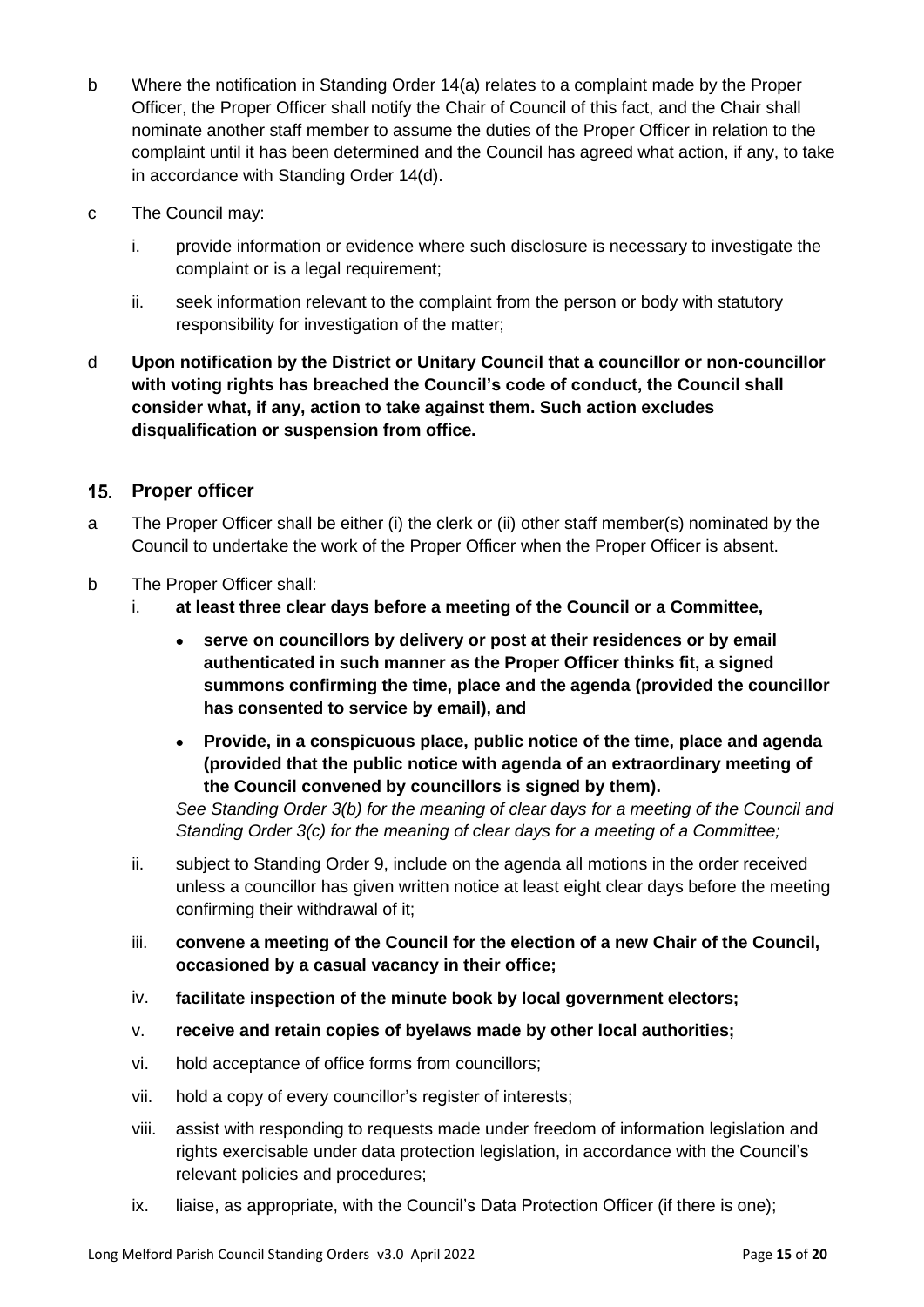b Where the notification in Standing Order 14(a) relates to a complaint made by the Proper Officer, the Proper Officer shall notify the Chair of Council of this fact, and the Chair shall nominate another staff member to assume the duties of the Proper Officer in relation to the complaint until it has been determined and the Council has agreed what action, if any, to take in accordance with Standing Order 14(d).

c The Council may:

i. provide information or evidence where such disclosure is necessary to investigate the complaint or is a legal requirement;

ii. seek information relevant to the complaint from the person or body with statutory responsibility for investigation of the matter;

d **Upon notification by the District or Unitary Council that a councillor or non-councillor with voting rights has breached the Council's code of conduct, the Council shall consider what, if any, action to take against them. Such action excludes disqualification or suspension from office.**

## 15. Proper officer

a The Proper Officer shall be either (i) the clerk or (ii) other staff member(s) nominated by the Council to undertake the work of the Proper Officer when the Proper Officer is absent.

b The Proper Officer shall:

i. **at least three clear days before a meeting of the Council or a Committee,**

- **serve on councillors by delivery or post at their residences or by email authenticated in such manner as the Proper Officer thinks fit, a signed summons confirming the time, place and the agenda (provided the councillor has consented to service by email), and**
- **Provide, in a conspicuous place, public notice of the time, place and agenda (provided that the public notice with agenda of an extraordinary meeting of the Council convened by councillors is signed by them).**

*See Standing Order 3(b) for the meaning of clear days for a meeting of the Council and Standing Order 3(c) for the meaning of clear days for a meeting of a Committee;*

ii. subject to Standing Order 9, include on the agenda all motions in the order received unless a councillor has given written notice at least eight clear days before the meeting confirming their withdrawal of it;

iii. **convene a meeting of the Council for the election of a new Chair of the Council, occasioned by a casual vacancy in their office;**

iv. **facilitate inspection of the minute book by local government electors;**

v. **receive and retain copies of byelaws made by other local authorities;**

vi. hold acceptance of office forms from councillors;

vii. hold a copy of every councillor's register of interests;

viii. assist with responding to requests made under freedom of information legislation and rights exercisable under data protection legislation, in accordance with the Council's relevant policies and procedures;

ix. liaise, as appropriate, with the Council's Data Protection Officer (if there is one);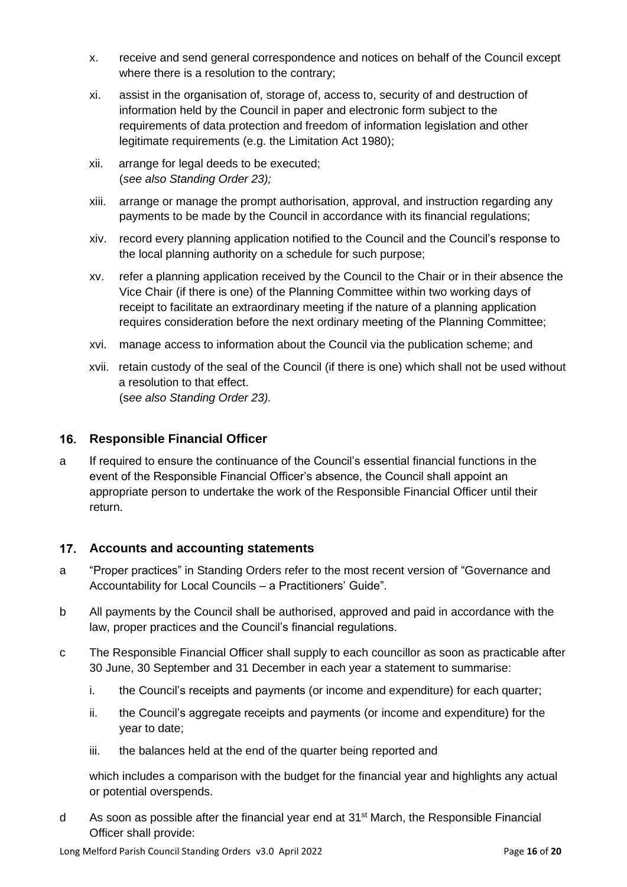x. receive and send general correspondence and notices on behalf of the Council except where there is a resolution to the contrary;

xi. assist in the organisation of, storage of, access to, security of and destruction of information held by the Council in paper and electronic form subject to the requirements of data protection and freedom of information legislation and other legitimate requirements (e.g. the Limitation Act 1980);

xii. arrange for legal deeds to be executed;
(*see also Standing Order 23);*

xiii. arrange or manage the prompt authorisation, approval, and instruction regarding any payments to be made by the Council in accordance with its financial regulations;

xiv. record every planning application notified to the Council and the Council's response to the local planning authority on a schedule for such purpose;

xv. refer a planning application received by the Council to the Chair or in their absence the Vice Chair (if there is one) of the Planning Committee within two working days of receipt to facilitate an extraordinary meeting if the nature of a planning application requires consideration before the next ordinary meeting of the Planning Committee;

xvi. manage access to information about the Council via the publication scheme; and

xvii. retain custody of the seal of the Council (if there is one) which shall not be used without a resolution to that effect.
(*see also Standing Order 23).*

## 16. Responsible Financial Officer

a If required to ensure the continuance of the Council's essential financial functions in the event of the Responsible Financial Officer's absence, the Council shall appoint an appropriate person to undertake the work of the Responsible Financial Officer until their return.

## 17. Accounts and accounting statements

a "Proper practices" in Standing Orders refer to the most recent version of "Governance and Accountability for Local Councils – a Practitioners' Guide".

b All payments by the Council shall be authorised, approved and paid in accordance with the law, proper practices and the Council's financial regulations.

c The Responsible Financial Officer shall supply to each councillor as soon as practicable after 30 June, 30 September and 31 December in each year a statement to summarise:

i. the Council's receipts and payments (or income and expenditure) for each quarter;

ii. the Council's aggregate receipts and payments (or income and expenditure) for the year to date;

iii. the balances held at the end of the quarter being reported and

which includes a comparison with the budget for the financial year and highlights any actual or potential overspends.

d As soon as possible after the financial year end at 31st March, the Responsible Financial Officer shall provide: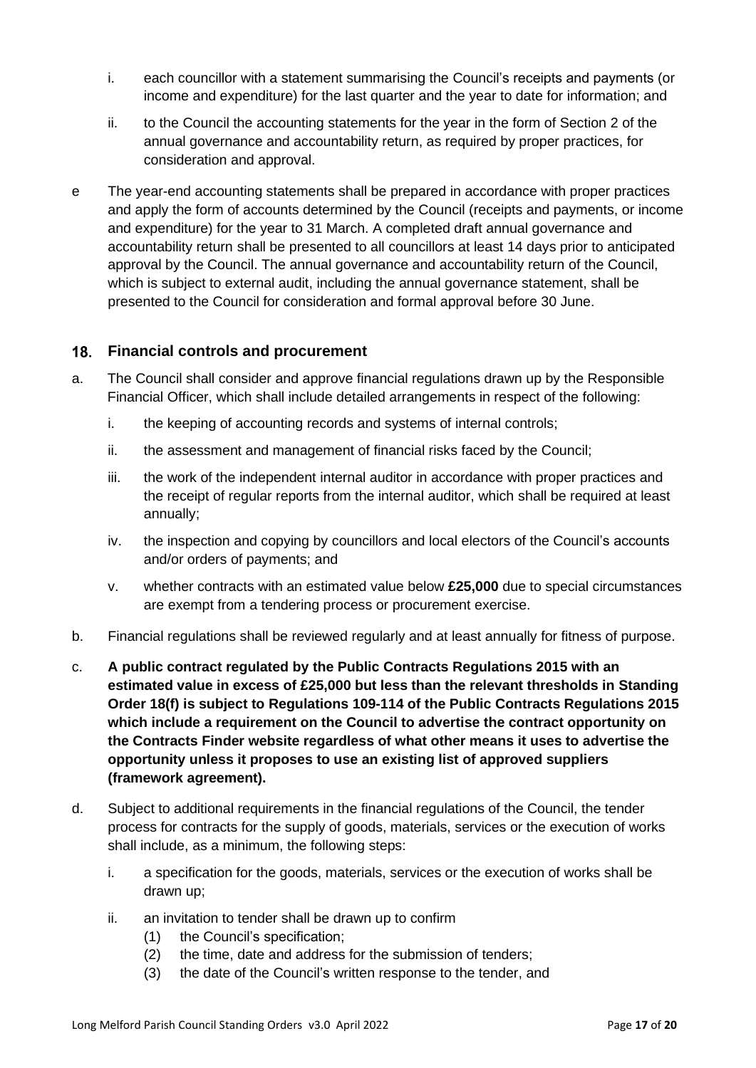i. each councillor with a statement summarising the Council's receipts and payments (or income and expenditure) for the last quarter and the year to date for information; and

ii. to the Council the accounting statements for the year in the form of Section 2 of the annual governance and accountability return, as required by proper practices, for consideration and approval.

e The year-end accounting statements shall be prepared in accordance with proper practices and apply the form of accounts determined by the Council (receipts and payments, or income and expenditure) for the year to 31 March. A completed draft annual governance and accountability return shall be presented to all councillors at least 14 days prior to anticipated approval by the Council. The annual governance and accountability return of the Council, which is subject to external audit, including the annual governance statement, shall be presented to the Council for consideration and formal approval before 30 June.

## 18. Financial controls and procurement

a. The Council shall consider and approve financial regulations drawn up by the Responsible Financial Officer, which shall include detailed arrangements in respect of the following:

   i. the keeping of accounting records and systems of internal controls;

   ii. the assessment and management of financial risks faced by the Council;

   iii. the work of the independent internal auditor in accordance with proper practices and the receipt of regular reports from the internal auditor, which shall be required at least annually;

   iv. the inspection and copying by councillors and local electors of the Council's accounts and/or orders of payments; and

   v. whether contracts with an estimated value below **£25,000** due to special circumstances are exempt from a tendering process or procurement exercise.

b. Financial regulations shall be reviewed regularly and at least annually for fitness of purpose.

c. **A public contract regulated by the Public Contracts Regulations 2015 with an estimated value in excess of £25,000 but less than the relevant thresholds in Standing Order 18(f) is subject to Regulations 109-114 of the Public Contracts Regulations 2015 which include a requirement on the Council to advertise the contract opportunity on the Contracts Finder website regardless of what other means it uses to advertise the opportunity unless it proposes to use an existing list of approved suppliers (framework agreement).**

d. Subject to additional requirements in the financial regulations of the Council, the tender process for contracts for the supply of goods, materials, services or the execution of works shall include, as a minimum, the following steps:

   i. a specification for the goods, materials, services or the execution of works shall be drawn up;

   ii. an invitation to tender shall be drawn up to confirm
      (1) the Council's specification;
      (2) the time, date and address for the submission of tenders;
      (3) the date of the Council's written response to the tender, and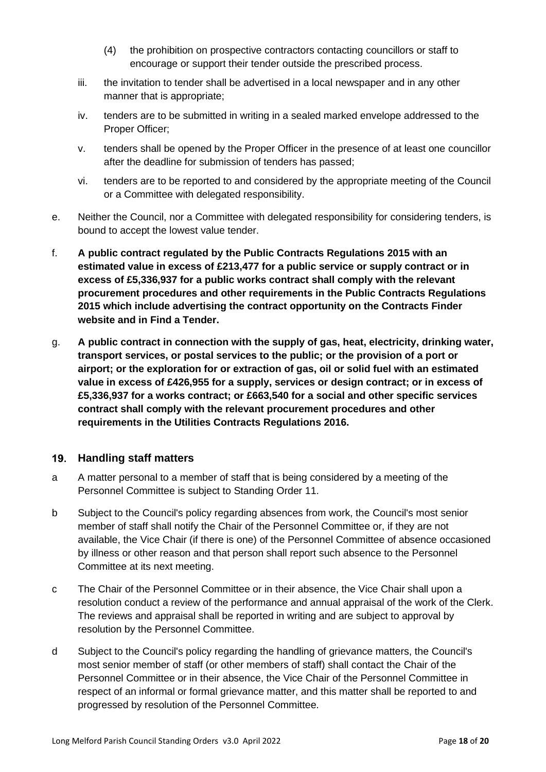(4) the prohibition on prospective contractors contacting councillors or staff to encourage or support their tender outside the prescribed process.

iii. the invitation to tender shall be advertised in a local newspaper and in any other manner that is appropriate;

iv. tenders are to be submitted in writing in a sealed marked envelope addressed to the Proper Officer;

v. tenders shall be opened by the Proper Officer in the presence of at least one councillor after the deadline for submission of tenders has passed;

vi. tenders are to be reported to and considered by the appropriate meeting of the Council or a Committee with delegated responsibility.

e. Neither the Council, nor a Committee with delegated responsibility for considering tenders, is bound to accept the lowest value tender.

f. **A public contract regulated by the Public Contracts Regulations 2015 with an estimated value in excess of £213,477 for a public service or supply contract or in excess of £5,336,937 for a public works contract shall comply with the relevant procurement procedures and other requirements in the Public Contracts Regulations 2015 which include advertising the contract opportunity on the Contracts Finder website and in Find a Tender.**

g. **A public contract in connection with the supply of gas, heat, electricity, drinking water, transport services, or postal services to the public; or the provision of a port or airport; or the exploration for or extraction of gas, oil or solid fuel with an estimated value in excess of £426,955 for a supply, services or design contract; or in excess of £5,336,937 for a works contract; or £663,540 for a social and other specific services contract shall comply with the relevant procurement procedures and other requirements in the Utilities Contracts Regulations 2016.**

## 19. Handling staff matters

a A matter personal to a member of staff that is being considered by a meeting of the Personnel Committee is subject to Standing Order 11.

b Subject to the Council's policy regarding absences from work, the Council's most senior member of staff shall notify the Chair of the Personnel Committee or, if they are not available, the Vice Chair (if there is one) of the Personnel Committee of absence occasioned by illness or other reason and that person shall report such absence to the Personnel Committee at its next meeting.

c The Chair of the Personnel Committee or in their absence, the Vice Chair shall upon a resolution conduct a review of the performance and annual appraisal of the work of the Clerk. The reviews and appraisal shall be reported in writing and are subject to approval by resolution by the Personnel Committee.

d Subject to the Council's policy regarding the handling of grievance matters, the Council's most senior member of staff (or other members of staff) shall contact the Chair of the Personnel Committee or in their absence, the Vice Chair of the Personnel Committee in respect of an informal or formal grievance matter, and this matter shall be reported to and progressed by resolution of the Personnel Committee.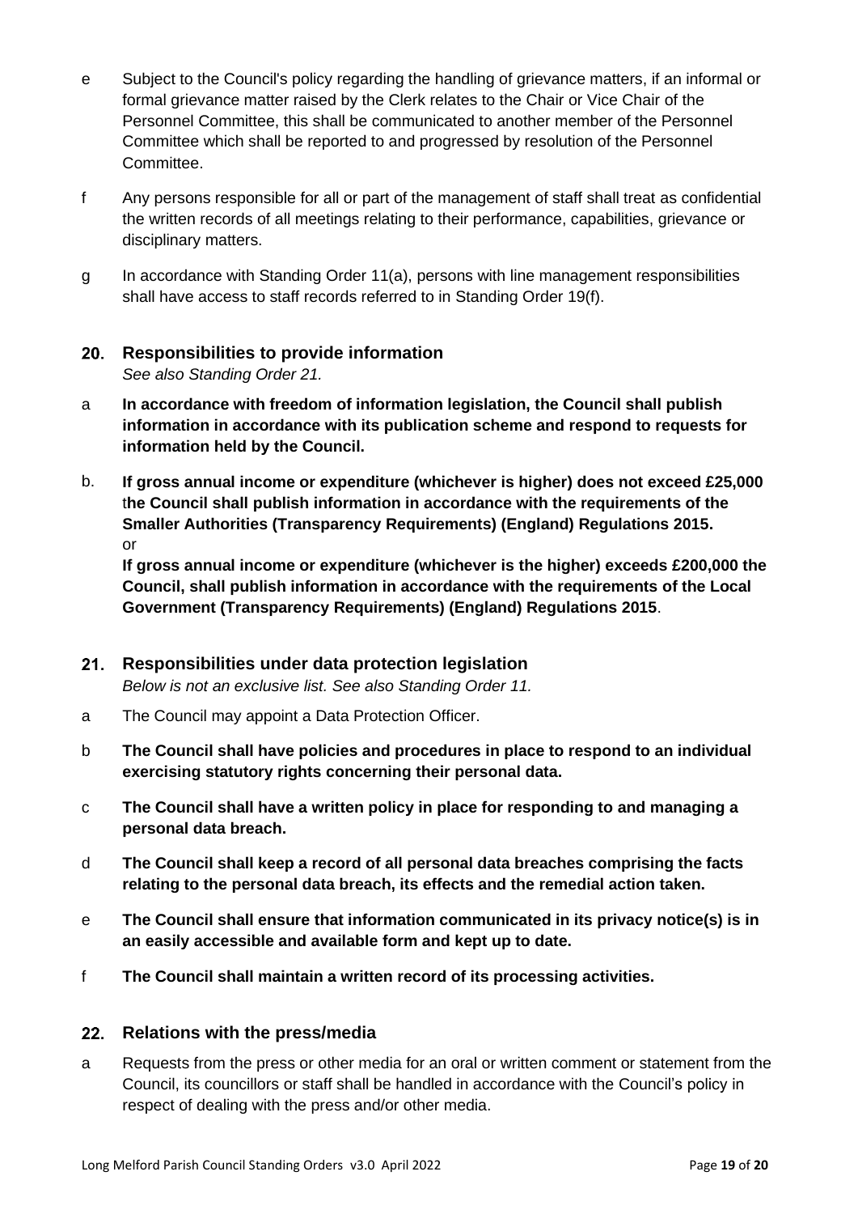e Subject to the Council's policy regarding the handling of grievance matters, if an informal or formal grievance matter raised by the Clerk relates to the Chair or Vice Chair of the Personnel Committee, this shall be communicated to another member of the Personnel Committee which shall be reported to and progressed by resolution of the Personnel Committee.

f Any persons responsible for all or part of the management of staff shall treat as confidential the written records of all meetings relating to their performance, capabilities, grievance or disciplinary matters.

g In accordance with Standing Order 11(a), persons with line management responsibilities shall have access to staff records referred to in Standing Order 19(f).

## 20. Responsibilities to provide information

*See also Standing Order 21.*

a **In accordance with freedom of information legislation, the Council shall publish information in accordance with its publication scheme and respond to requests for information held by the Council.**

b. **If gross annual income or expenditure (whichever is higher) does not exceed £25,000 the Council shall publish information in accordance with the requirements of the Smaller Authorities (Transparency Requirements) (England) Regulations 2015.**
or
**If gross annual income or expenditure (whichever is the higher) exceeds £200,000 the Council, shall publish information in accordance with the requirements of the Local Government (Transparency Requirements) (England) Regulations 2015**.

## 21. Responsibilities under data protection legislation

*Below is not an exclusive list. See also Standing Order 11.*

a The Council may appoint a Data Protection Officer.

b **The Council shall have policies and procedures in place to respond to an individual exercising statutory rights concerning their personal data.**

c **The Council shall have a written policy in place for responding to and managing a personal data breach.**

d **The Council shall keep a record of all personal data breaches comprising the facts relating to the personal data breach, its effects and the remedial action taken.**

e **The Council shall ensure that information communicated in its privacy notice(s) is in an easily accessible and available form and kept up to date.**

f **The Council shall maintain a written record of its processing activities.**

## 22. Relations with the press/media

a Requests from the press or other media for an oral or written comment or statement from the Council, its councillors or staff shall be handled in accordance with the Council's policy in respect of dealing with the press and/or other media.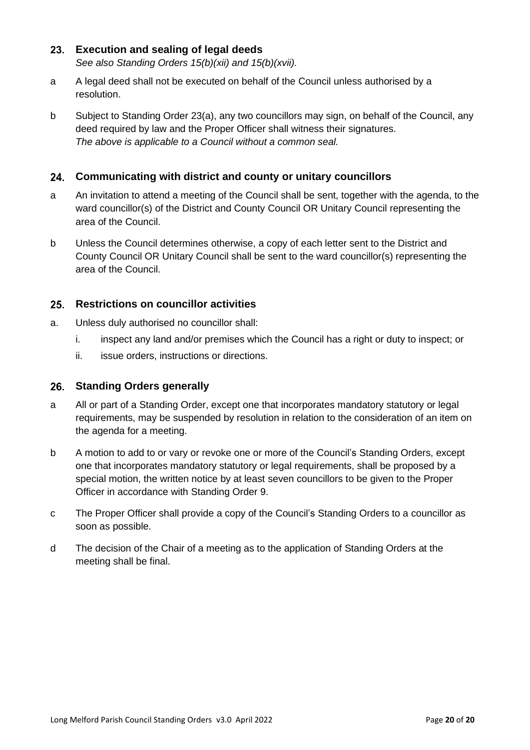## 23. Execution and sealing of legal deeds

*See also Standing Orders 15(b)(xii) and 15(b)(xvii).*

a A legal deed shall not be executed on behalf of the Council unless authorised by a resolution.

b Subject to Standing Order 23(a), any two councillors may sign, on behalf of the Council, any deed required by law and the Proper Officer shall witness their signatures.
*The above is applicable to a Council without a common seal.*

## 24. Communicating with district and county or unitary councillors

a An invitation to attend a meeting of the Council shall be sent, together with the agenda, to the ward councillor(s) of the District and County Council OR Unitary Council representing the area of the Council.

b Unless the Council determines otherwise, a copy of each letter sent to the District and County Council OR Unitary Council shall be sent to the ward councillor(s) representing the area of the Council.

## 25. Restrictions on councillor activities

a. Unless duly authorised no councillor shall:

   i. inspect any land and/or premises which the Council has a right or duty to inspect; or

   ii. issue orders, instructions or directions.

## 26. Standing Orders generally

a All or part of a Standing Order, except one that incorporates mandatory statutory or legal requirements, may be suspended by resolution in relation to the consideration of an item on the agenda for a meeting.

b A motion to add to or vary or revoke one or more of the Council's Standing Orders, except one that incorporates mandatory statutory or legal requirements, shall be proposed by a special motion, the written notice by at least seven councillors to be given to the Proper Officer in accordance with Standing Order 9.

c The Proper Officer shall provide a copy of the Council's Standing Orders to a councillor as soon as possible.

d The decision of the Chair of a meeting as to the application of Standing Orders at the meeting shall be final.